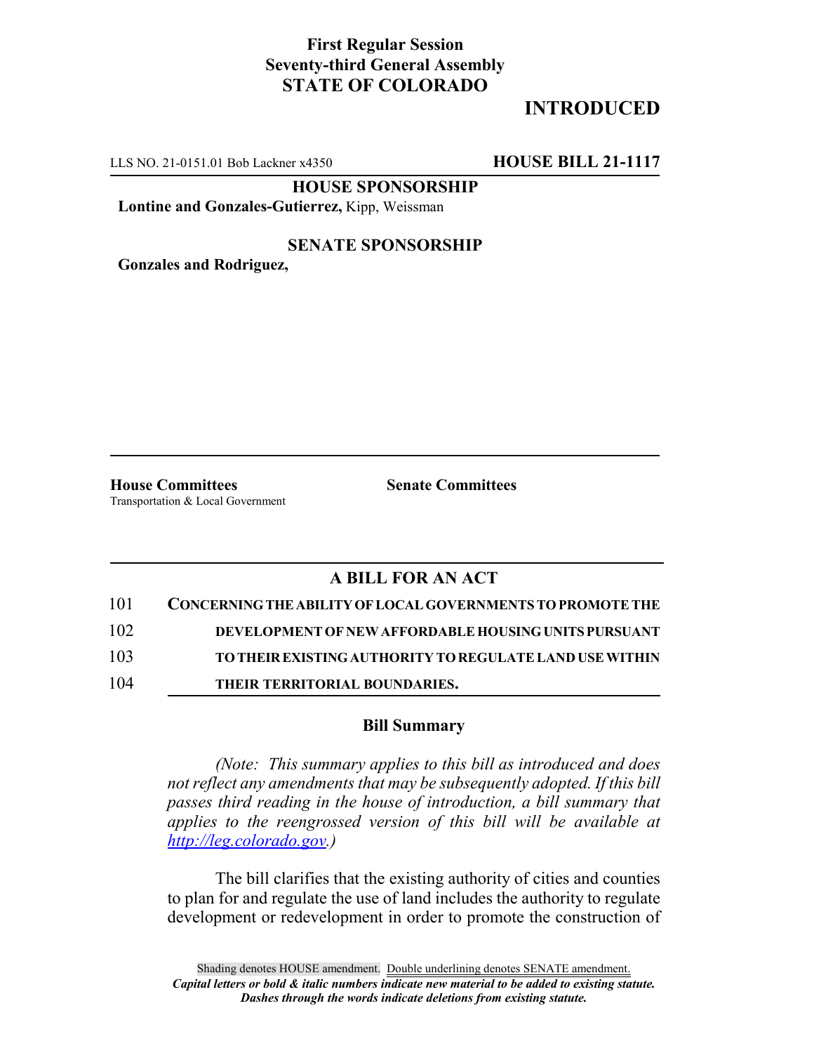**First Regular Session**
**Seventy-third General Assembly**
**STATE OF COLORADO**

## INTRODUCED

LLS NO. 21-0151.01 Bob Lackner x4350 **HOUSE BILL 21-1117**

**HOUSE SPONSORSHIP**

**Lontine and Gonzales-Gutierrez,** Kipp, Weissman

**SENATE SPONSORSHIP**

**Gonzales and Rodriguez,**

**House Committees**
Transportation & Local Government

**Senate Committees**

### A BILL FOR AN ACT

101 **CONCERNING THE ABILITY OF LOCAL GOVERNMENTS TO PROMOTE THE**
102 **DEVELOPMENT OF NEW AFFORDABLE HOUSING UNITS PURSUANT**
103 **TO THEIR EXISTING AUTHORITY TO REGULATE LAND USE WITHIN**
104 **THEIR TERRITORIAL BOUNDARIES.**

### Bill Summary

*(Note: This summary applies to this bill as introduced and does not reflect any amendments that may be subsequently adopted. If this bill passes third reading in the house of introduction, a bill summary that applies to the reengrossed version of this bill will be available at http://leg.colorado.gov.)*

The bill clarifies that the existing authority of cities and counties to plan for and regulate the use of land includes the authority to regulate development or redevelopment in order to promote the construction of

Shading denotes HOUSE amendment. Double underlining denotes SENATE amendment.
*Capital letters or bold & italic numbers indicate new material to be added to existing statute.*
*Dashes through the words indicate deletions from existing statute.*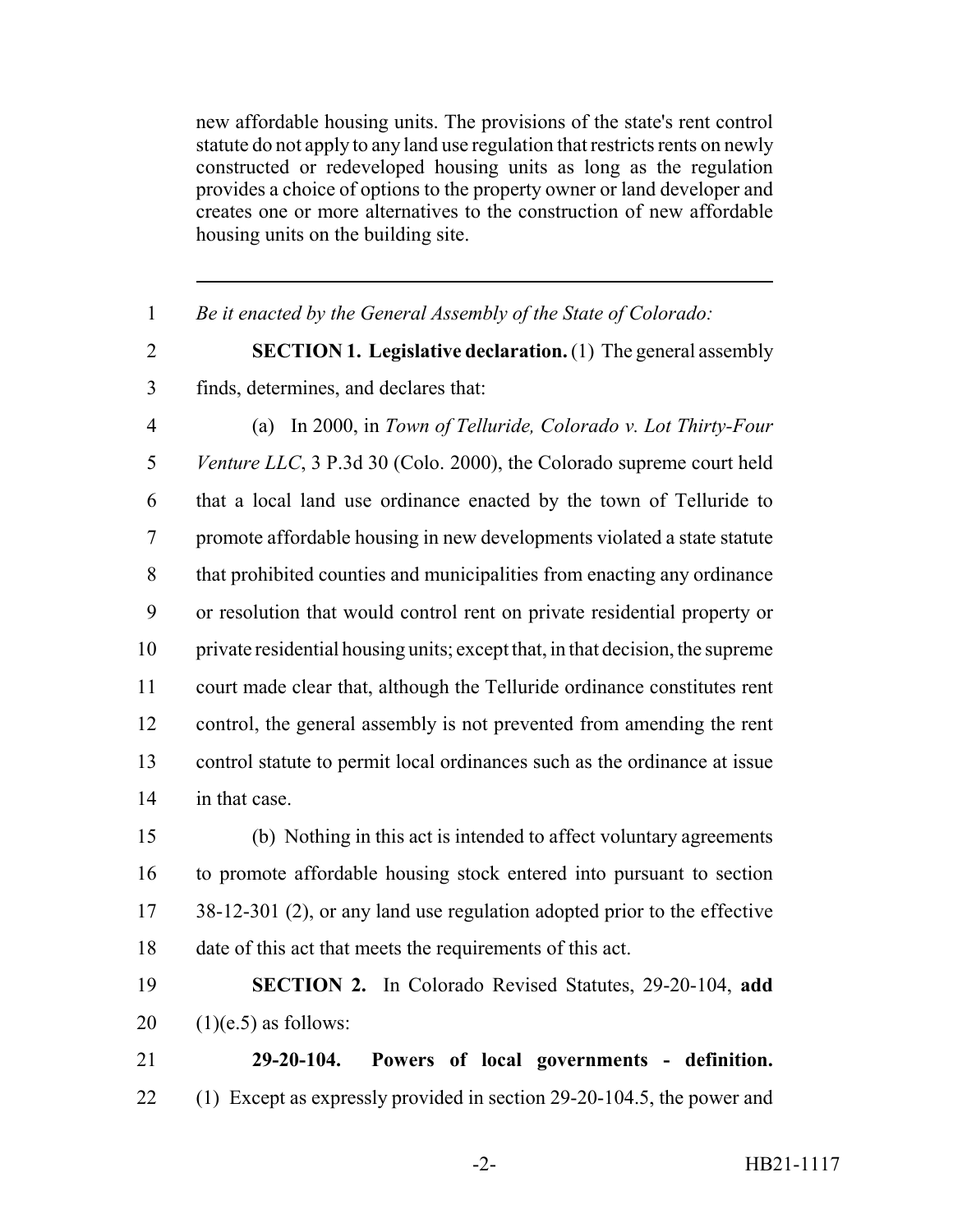new affordable housing units. The provisions of the state's rent control statute do not apply to any land use regulation that restricts rents on newly constructed or redeveloped housing units as long as the regulation provides a choice of options to the property owner or land developer and creates one or more alternatives to the construction of new affordable housing units on the building site.

---

1 *Be it enacted by the General Assembly of the State of Colorado:*

2 **SECTION 1. Legislative declaration.** (1) The general assembly
3 finds, determines, and declares that:

4 (a) In 2000, in *Town of Telluride, Colorado v. Lot Thirty-Four*
5 *Venture LLC*, 3 P.3d 30 (Colo. 2000), the Colorado supreme court held
6 that a local land use ordinance enacted by the town of Telluride to
7 promote affordable housing in new developments violated a state statute
8 that prohibited counties and municipalities from enacting any ordinance
9 or resolution that would control rent on private residential property or
10 private residential housing units; except that, in that decision, the supreme
11 court made clear that, although the Telluride ordinance constitutes rent
12 control, the general assembly is not prevented from amending the rent
13 control statute to permit local ordinances such as the ordinance at issue
14 in that case.

15 (b) Nothing in this act is intended to affect voluntary agreements
16 to promote affordable housing stock entered into pursuant to section
17 38-12-301 (2), or any land use regulation adopted prior to the effective
18 date of this act that meets the requirements of this act.

19 **SECTION 2.** In Colorado Revised Statutes, 29-20-104, **add**
20 (1)(e.5) as follows:

21 **29-20-104. Powers of local governments - definition.**
22 (1) Except as expressly provided in section 29-20-104.5, the power and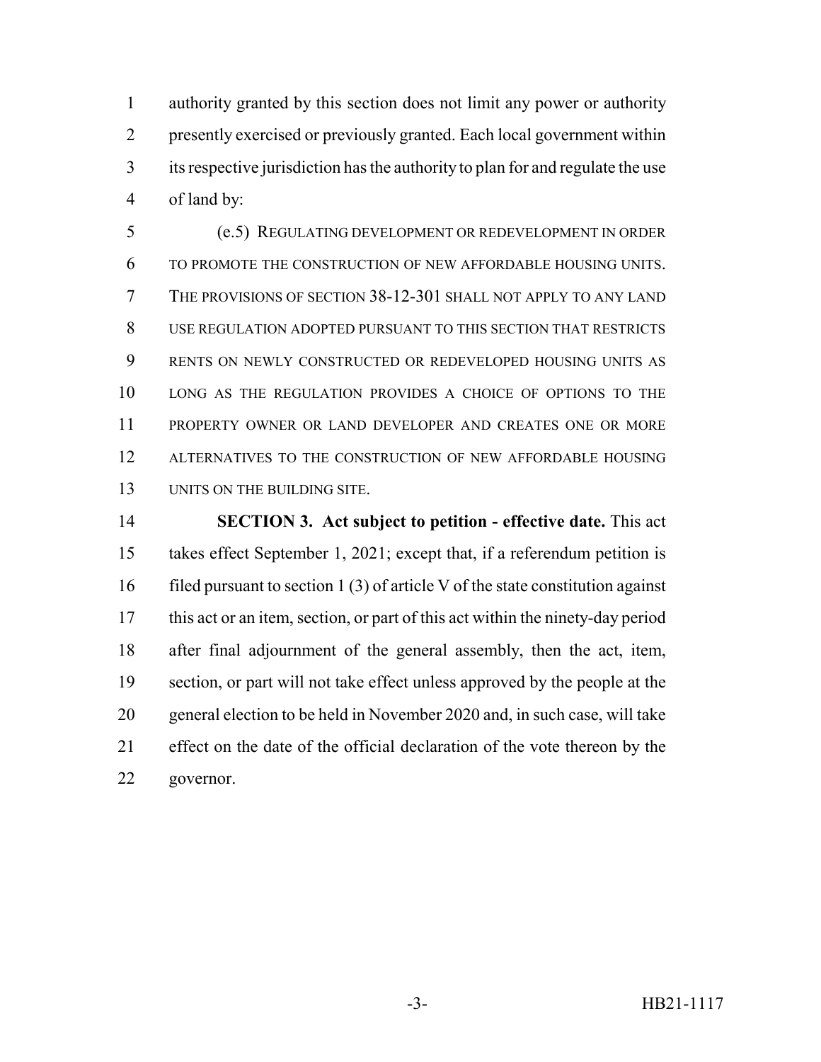authority granted by this section does not limit any power or authority presently exercised or previously granted. Each local government within its respective jurisdiction has the authority to plan for and regulate the use of land by:

(e.5) REGULATING DEVELOPMENT OR REDEVELOPMENT IN ORDER TO PROMOTE THE CONSTRUCTION OF NEW AFFORDABLE HOUSING UNITS. THE PROVISIONS OF SECTION 38-12-301 SHALL NOT APPLY TO ANY LAND USE REGULATION ADOPTED PURSUANT TO THIS SECTION THAT RESTRICTS RENTS ON NEWLY CONSTRUCTED OR REDEVELOPED HOUSING UNITS AS LONG AS THE REGULATION PROVIDES A CHOICE OF OPTIONS TO THE PROPERTY OWNER OR LAND DEVELOPER AND CREATES ONE OR MORE ALTERNATIVES TO THE CONSTRUCTION OF NEW AFFORDABLE HOUSING UNITS ON THE BUILDING SITE.

**SECTION 3. Act subject to petition - effective date.** This act takes effect September 1, 2021; except that, if a referendum petition is filed pursuant to section 1 (3) of article V of the state constitution against this act or an item, section, or part of this act within the ninety-day period after final adjournment of the general assembly, then the act, item, section, or part will not take effect unless approved by the people at the general election to be held in November 2020 and, in such case, will take effect on the date of the official declaration of the vote thereon by the governor.